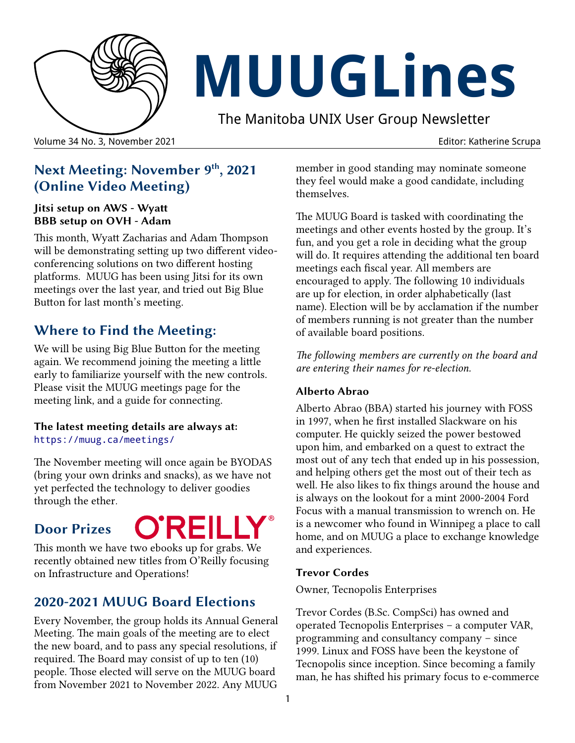# MUUGLines

The Manitoba UNIX User Group Newsletter

Volume 34 No. 3, November 2021 Editor: Katherine Scrupa

## Next Meeting: November 9th, 2021 (Online Video Meeting)

**Jitsi setup on AWS - Wyatt**
**BBB setup on OVH - Adam**

This month, Wyatt Zacharias and Adam Thompson will be demonstrating setting up two different video-conferencing solutions on two different hosting platforms. MUUG has been using Jitsi for its own meetings over the last year, and tried out Big Blue Button for last month's meeting.

## Where to Find the Meeting:

We will be using Big Blue Button for the meeting again. We recommend joining the meeting a little early to familiarize yourself with the new controls. Please visit the MUUG meetings page for the meeting link, and a guide for connecting.

**The latest meeting details are always at:**
`https://muug.ca/meetings/`

The November meeting will once again be BYODAS (bring your own drinks and snacks), as we have not yet perfected the technology to deliver goodies through the ether.

## Door Prizes

O'REILLY®

This month we have two ebooks up for grabs. We recently obtained new titles from O'Reilly focusing on Infrastructure and Operations!

## 2020-2021 MUUG Board Elections

Every November, the group holds its Annual General Meeting. The main goals of the meeting are to elect the new board, and to pass any special resolutions, if required. The Board may consist of up to ten (10) people. Those elected will serve on the MUUG board from November 2021 to November 2022. Any MUUG member in good standing may nominate someone they feel would make a good candidate, including themselves.

The MUUG Board is tasked with coordinating the meetings and other events hosted by the group. It's fun, and you get a role in deciding what the group will do. It requires attending the additional ten board meetings each fiscal year. All members are encouraged to apply. The following 10 individuals are up for election, in order alphabetically (last name). Election will be by acclamation if the number of members running is not greater than the number of available board positions.

*The following members are currently on the board and are entering their names for re-election.*

### Alberto Abrao

Alberto Abrao (BBA) started his journey with FOSS in 1997, when he first installed Slackware on his computer. He quickly seized the power bestowed upon him, and embarked on a quest to extract the most out of any tech that ended up in his possession, and helping others get the most out of their tech as well. He also likes to fix things around the house and is always on the lookout for a mint 2000-2004 Ford Focus with a manual transmission to wrench on. He is a newcomer who found in Winnipeg a place to call home, and on MUUG a place to exchange knowledge and experiences.

### Trevor Cordes

Owner, Tecnopolis Enterprises

Trevor Cordes (B.Sc. CompSci) has owned and operated Tecnopolis Enterprises – a computer VAR, programming and consultancy company – since 1999. Linux and FOSS have been the keystone of Tecnopolis since inception. Since becoming a family man, he has shifted his primary focus to e-commerce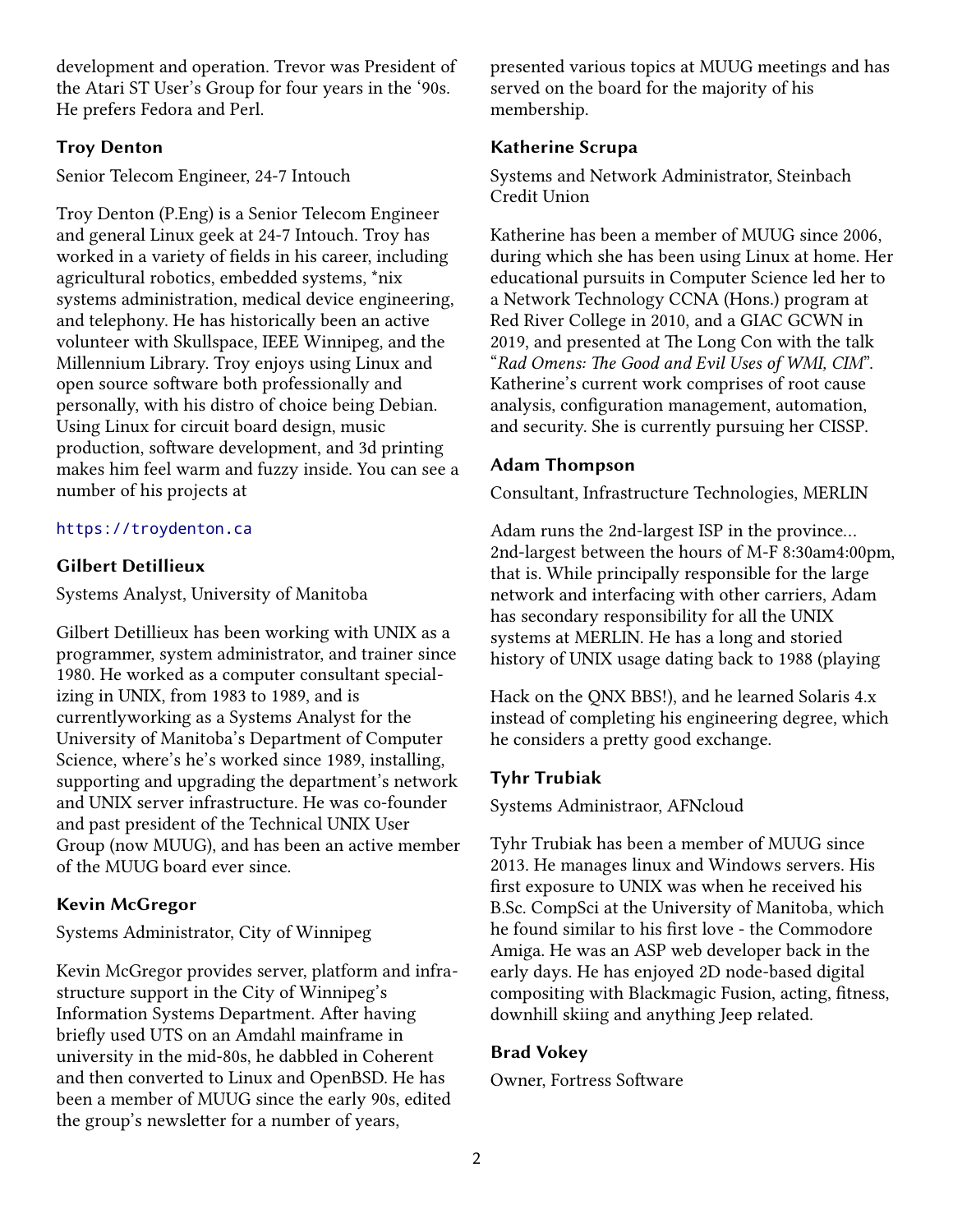development and operation. Trevor was President of the Atari ST User's Group for four years in the '90s. He prefers Fedora and Perl.

### Troy Denton

Senior Telecom Engineer, 24-7 Intouch

Troy Denton (P.Eng) is a Senior Telecom Engineer and general Linux geek at 24-7 Intouch. Troy has worked in a variety of fields in his career, including agricultural robotics, embedded systems, *nix systems administration, medical device engineering, and telephony. He has historically been an active volunteer with Skullspace, IEEE Winnipeg, and the Millennium Library. Troy enjoys using Linux and open source software both professionally and personally, with his distro of choice being Debian. Using Linux for circuit board design, music production, software development, and 3d printing makes him feel warm and fuzzy inside. You can see a number of his projects at

https://troydenton.ca

### Gilbert Detillieux

Systems Analyst, University of Manitoba

Gilbert Detillieux has been working with UNIX as a programmer, system administrator, and trainer since 1980. He worked as a computer consultant specializing in UNIX, from 1983 to 1989, and is currentlyworking as a Systems Analyst for the University of Manitoba's Department of Computer Science, where's he's worked since 1989, installing, supporting and upgrading the department's network and UNIX server infrastructure. He was co-founder and past president of the Technical UNIX User Group (now MUUG), and has been an active member of the MUUG board ever since.

### Kevin McGregor

Systems Administrator, City of Winnipeg

Kevin McGregor provides server, platform and infrastructure support in the City of Winnipeg's Information Systems Department. After having briefly used UTS on an Amdahl mainframe in university in the mid-80s, he dabbled in Coherent and then converted to Linux and OpenBSD. He has been a member of MUUG since the early 90s, edited the group's newsletter for a number of years, presented various topics at MUUG meetings and has served on the board for the majority of his membership.

### Katherine Scrupa

Systems and Network Administrator, Steinbach Credit Union

Katherine has been a member of MUUG since 2006, during which she has been using Linux at home. Her educational pursuits in Computer Science led her to a Network Technology CCNA (Hons.) program at Red River College in 2010, and a GIAC GCWN in 2019, and presented at The Long Con with the talk "*Rad Omens: The Good and Evil Uses of WMI, CIM*". Katherine's current work comprises of root cause analysis, configuration management, automation, and security. She is currently pursuing her CISSP.

### Adam Thompson

Consultant, Infrastructure Technologies, MERLIN

Adam runs the 2nd-largest ISP in the province… 2nd-largest between the hours of M-F 8:30am4:00pm, that is. While principally responsible for the large network and interfacing with other carriers, Adam has secondary responsibility for all the UNIX systems at MERLIN. He has a long and storied history of UNIX usage dating back to 1988 (playing Hack on the QNX BBS!), and he learned Solaris 4.x instead of completing his engineering degree, which he considers a pretty good exchange.

### Tyhr Trubiak

Systems Administraor, AFNcloud

Tyhr Trubiak has been a member of MUUG since 2013. He manages linux and Windows servers. His first exposure to UNIX was when he received his B.Sc. CompSci at the University of Manitoba, which he found similar to his first love - the Commodore Amiga. He was an ASP web developer back in the early days. He has enjoyed 2D node-based digital compositing with Blackmagic Fusion, acting, fitness, downhill skiing and anything Jeep related.

### Brad Vokey

Owner, Fortress Software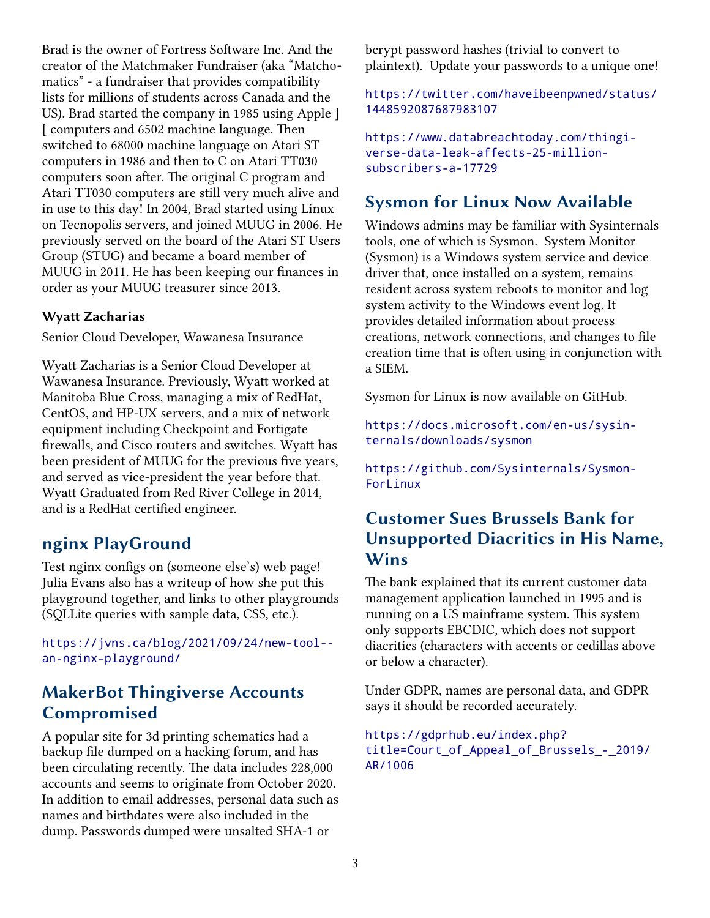Brad is the owner of Fortress Software Inc. And the creator of the Matchmaker Fundraiser (aka "Matchomatics" - a fundraiser that provides compatibility lists for millions of students across Canada and the US). Brad started the company in 1985 using Apple ] [ computers and 6502 machine language. Then switched to 68000 machine language on Atari ST computers in 1986 and then to C on Atari TT030 computers soon after. The original C program and Atari TT030 computers are still very much alive and in use to this day! In 2004, Brad started using Linux on Tecnopolis servers, and joined MUUG in 2006. He previously served on the board of the Atari ST Users Group (STUG) and became a board member of MUUG in 2011. He has been keeping our finances in order as your MUUG treasurer since 2013.

#### Wyatt Zacharias

Senior Cloud Developer, Wawanesa Insurance

Wyatt Zacharias is a Senior Cloud Developer at Wawanesa Insurance. Previously, Wyatt worked at Manitoba Blue Cross, managing a mix of RedHat, CentOS, and HP-UX servers, and a mix of network equipment including Checkpoint and Fortigate firewalls, and Cisco routers and switches. Wyatt has been president of MUUG for the previous five years, and served as vice-president the year before that. Wyatt Graduated from Red River College in 2014, and is a RedHat certified engineer.

## nginx PlayGround

Test nginx configs on (someone else's) web page! Julia Evans also has a writeup of how she put this playground together, and links to other playgrounds (SQLLite queries with sample data, CSS, etc.).

https://jvns.ca/blog/2021/09/24/new-tool--an-nginx-playground/

## MakerBot Thingiverse Accounts Compromised

A popular site for 3d printing schematics had a backup file dumped on a hacking forum, and has been circulating recently. The data includes 228,000 accounts and seems to originate from October 2020. In addition to email addresses, personal data such as names and birthdates were also included in the dump. Passwords dumped were unsalted SHA-1 or bcrypt password hashes (trivial to convert to plaintext). Update your passwords to a unique one!

https://twitter.com/haveibeenpwned/status/1448592087687983107

https://www.databreachtoday.com/thingiverse-data-leak-affects-25-million-subscribers-a-17729

## Sysmon for Linux Now Available

Windows admins may be familiar with Sysinternals tools, one of which is Sysmon. System Monitor (Sysmon) is a Windows system service and device driver that, once installed on a system, remains resident across system reboots to monitor and log system activity to the Windows event log. It provides detailed information about process creations, network connections, and changes to file creation time that is often using in conjunction with a SIEM.

Sysmon for Linux is now available on GitHub.

https://docs.microsoft.com/en-us/sysinternals/downloads/sysmon

https://github.com/Sysinternals/SysmonForLinux

## Customer Sues Brussels Bank for Unsupported Diacritics in His Name, Wins

The bank explained that its current customer data management application launched in 1995 and is running on a US mainframe system. This system only supports EBCDIC, which does not support diacritics (characters with accents or cedillas above or below a character).

Under GDPR, names are personal data, and GDPR says it should be recorded accurately.

https://gdprhub.eu/index.php?title=Court_of_Appeal_of_Brussels_-_2019/AR/1006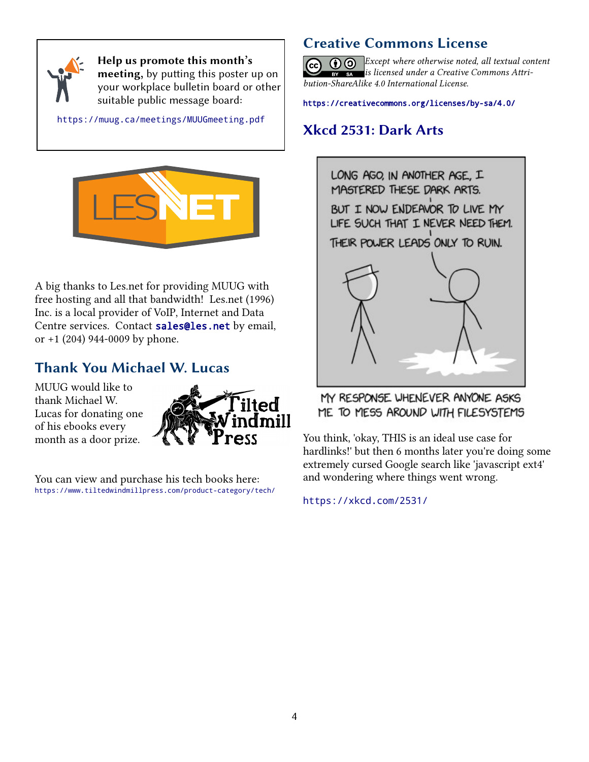**Help us promote this month's meeting,** by putting this poster up on your workplace bulletin board or other suitable public message board:

https://muug.ca/meetings/MUUGmeeting.pdf

A big thanks to Les.net for providing MUUG with free hosting and all that bandwidth! Les.net (1996) Inc. is a local provider of VoIP, Internet and Data Centre services. Contact **sales@les.net** by email, or +1 (204) 944-0009 by phone.

## Thank You Michael W. Lucas

MUUG would like to thank Michael W. Lucas for donating one of his ebooks every month as a door prize.

You can view and purchase his tech books here:
https://www.tiltedwindmillpress.com/product-category/tech/

## Creative Commons License

*Except where otherwise noted, all textual content is licensed under a Creative Commons Attribution-ShareAlike 4.0 International License.*

https://creativecommons.org/licenses/by-sa/4.0/

## Xkcd 2531: Dark Arts

You think, 'okay, THIS is an ideal use case for hardlinks!' but then 6 months later you're doing some extremely cursed Google search like 'javascript ext4' and wondering where things went wrong.

https://xkcd.com/2531/